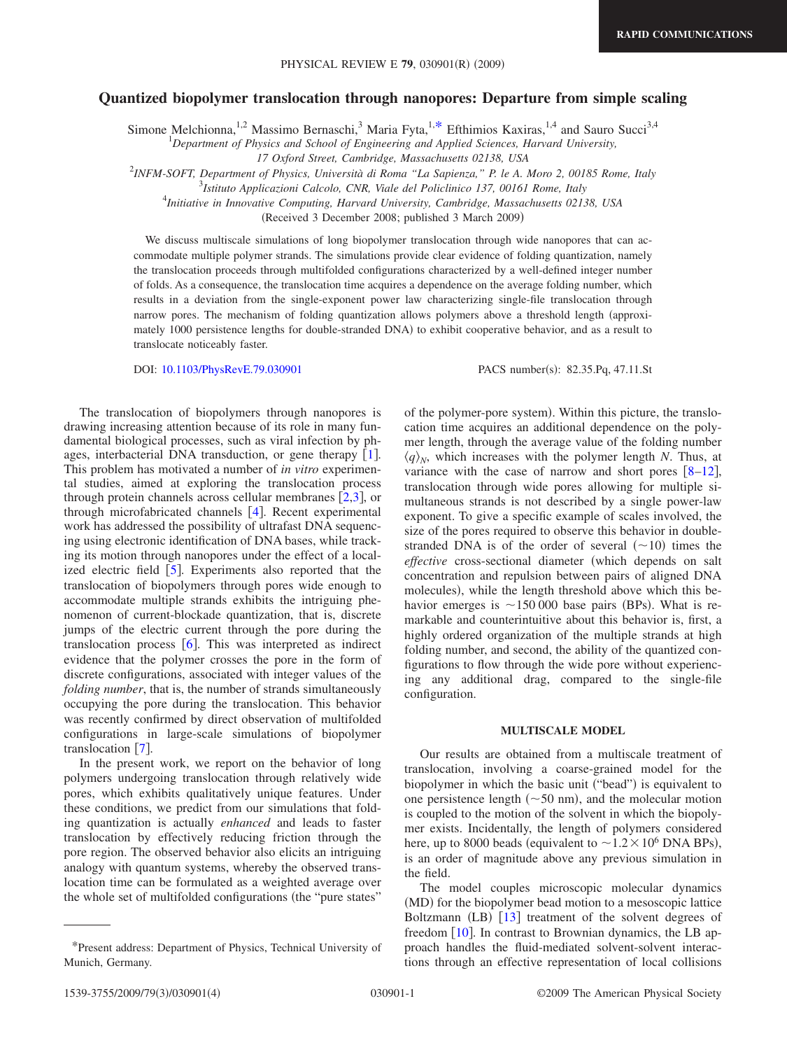RAPID COMMUNICATIONS

# Quantized biopolymer translocation through nanopores: Departure from simple scaling

Simone Melchionna,[1,2] Massimo Bernaschi,[3] Maria Fyta,[1,*] Efthimios Kaxiras,[1,4] and Sauro Succi[3,4]

[1]Department of Physics and School of Engineering and Applied Sciences, Harvard University, 17 Oxford Street, Cambridge, Massachusetts 02138, USA

[2]INFM-SOFT, Department of Physics, Università di Roma "La Sapienza," P. le A. Moro 2, 00185 Rome, Italy

[3]Istituto Applicazioni Calcolo, CNR, Viale del Policlinico 137, 00161 Rome, Italy

[4]Initiative in Innovative Computing, Harvard University, Cambridge, Massachusetts 02138, USA

(Received 3 December 2008; published 3 March 2009)

We discuss multiscale simulations of long biopolymer translocation through wide nanopores that can accommodate multiple polymer strands. The simulations provide clear evidence of folding quantization, namely the translocation proceeds through multifolded configurations characterized by a well-defined integer number of folds. As a consequence, the translocation time acquires a dependence on the average folding number, which results in a deviation from the single-exponent power law characterizing single-file translocation through narrow pores. The mechanism of folding quantization allows polymers above a threshold length (approximately 1000 persistence lengths for double-stranded DNA) to exhibit cooperative behavior, and as a result to translocate noticeably faster.

DOI: 10.1103/PhysRevE.79.030901 PACS number(s): 82.35.Pq, 47.11.St

The translocation of biopolymers through nanopores is drawing increasing attention because of its role in many fundamental biological processes, such as viral infection by phages, interbacterial DNA transduction, or gene therapy [1]. This problem has motivated a number of *in vitro* experimental studies, aimed at exploring the translocation process through protein channels across cellular membranes [2,3], or through microfabricated channels [4]. Recent experimental work has addressed the possibility of ultrafast DNA sequencing using electronic identification of DNA bases, while tracking its motion through nanopores under the effect of a localized electric field [5]. Experiments also reported that the translocation of biopolymers through pores wide enough to accommodate multiple strands exhibits the intriguing phenomenon of current-blockade quantization, that is, discrete jumps of the electric current through the pore during the translocation process [6]. This was interpreted as indirect evidence that the polymer crosses the pore in the form of discrete configurations, associated with integer values of the *folding number*, that is, the number of strands simultaneously occupying the pore during the translocation. This behavior was recently confirmed by direct observation of multifolded configurations in large-scale simulations of biopolymer translocation [7].

In the present work, we report on the behavior of long polymers undergoing translocation through relatively wide pores, which exhibits qualitatively unique features. Under these conditions, we predict from our simulations that folding quantization is actually *enhanced* and leads to faster translocation by effectively reducing friction through the pore region. The observed behavior also elicits an intriguing analogy with quantum systems, whereby the observed translocation time can be formulated as a weighted average over the whole set of multifolded configurations (the "pure states" of the polymer-pore system). Within this picture, the translocation time acquires an additional dependence on the polymer length, through the average value of the folding number $\langle q \rangle_N$, which increases with the polymer length $N$. Thus, at variance with the case of narrow and short pores [8–12], translocation through wide pores allowing for multiple simultaneous strands is not described by a single power-law exponent. To give a specific example of scales involved, the size of the pores required to observe this behavior in double-stranded DNA is of the order of several ($\sim$10) times the *effective* cross-sectional diameter (which depends on salt concentration and repulsion between pairs of aligned DNA molecules), while the length threshold above which this behavior emerges is $\sim$150 000 base pairs (BPs). What is remarkable and counterintuitive about this behavior is, first, a highly ordered organization of the multiple strands at high folding number, and second, the ability of the quantized configurations to flow through the wide pore without experiencing any additional drag, compared to the single-file configuration.

## MULTISCALE MODEL

Our results are obtained from a multiscale treatment of translocation, involving a coarse-grained model for the biopolymer in which the basic unit ("bead") is equivalent to one persistence length ($\sim$50 nm), and the molecular motion is coupled to the motion of the solvent in which the biopolymer exists. Incidentally, the length of polymers considered here, up to 8000 beads (equivalent to $\sim 1.2 \times 10^6$ DNA BPs), is an order of magnitude above any previous simulation in the field.

The model couples microscopic molecular dynamics (MD) for the biopolymer bead motion to a mesoscopic lattice Boltzmann (LB) [13] treatment of the solvent degrees of freedom [10]. In contrast to Brownian dynamics, the LB approach handles the fluid-mediated solvent-solvent interactions through an effective representation of local collisions

*Present address: Department of Physics, Technical University of Munich, Germany.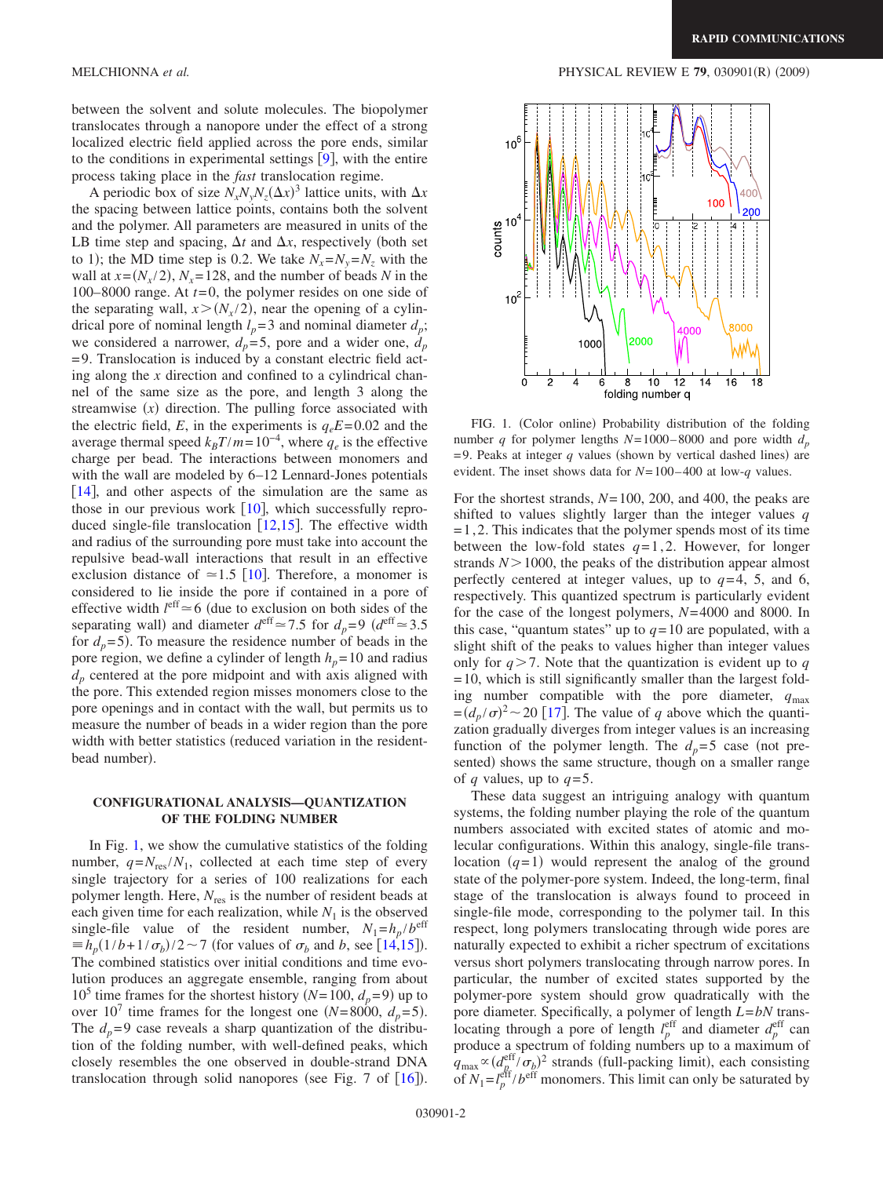between the solvent and solute molecules. The biopolymer translocates through a nanopore under the effect of a strong localized electric field applied across the pore ends, similar to the conditions in experimental settings [9], with the entire process taking place in the *fast* translocation regime.

A periodic box of size $N_x N_y N_z (\Delta x)^3$ lattice units, with $\Delta x$ the spacing between lattice points, contains both the solvent and the polymer. All parameters are measured in units of the LB time step and spacing, $\Delta t$ and $\Delta x$, respectively (both set to 1); the MD time step is 0.2. We take $N_x = N_y = N_z$ with the wall at $x = (N_x/2)$, $N_x = 128$, and the number of beads $N$ in the 100–8000 range. At $t=0$, the polymer resides on one side of the separating wall, $x > (N_x/2)$, near the opening of a cylindrical pore of nominal length $l_p = 3$ and nominal diameter $d_p$; we considered a narrower, $d_p = 5$, pore and a wider one, $d_p = 9$. Translocation is induced by a constant electric field acting along the $x$ direction and confined to a cylindrical channel of the same size as the pore, and length 3 along the streamwise ($x$) direction. The pulling force associated with the electric field, $E$, in the experiments is $q_e E = 0.02$ and the average thermal speed $k_B T/m = 10^{-4}$, where $q_e$ is the effective charge per bead. The interactions between monomers and with the wall are modeled by 6–12 Lennard-Jones potentials [14], and other aspects of the simulation are the same as those in our previous work [10], which successfully reproduced single-file translocation [12,15]. The effective width and radius of the surrounding pore must take into account the repulsive bead-wall interactions that result in an effective exclusion distance of $\simeq 1.5$ [10]. Therefore, a monomer is considered to lie inside the pore if contained in a pore of effective width $l^{\text{eff}} \simeq 6$ (due to exclusion on both sides of the separating wall) and diameter $d^{\text{eff}} \simeq 7.5$ for $d_p = 9$ ($d^{\text{eff}} \simeq 3.5$ for $d_p = 5$). To measure the residence number of beads in the pore region, we define a cylinder of length $h_p = 10$ and radius $d_p$ centered at the pore midpoint and with axis aligned with the pore. This extended region misses monomers close to the pore openings and in contact with the wall, but permits us to measure the number of beads in a wider region than the pore width with better statistics (reduced variation in the resident-bead number).

## CONFIGURATIONAL ANALYSIS—QUANTIZATION OF THE FOLDING NUMBER

In Fig. 1, we show the cumulative statistics of the folding number, $q = N_{\text{res}}/N_1$, collected at each time step of every single trajectory for a series of 100 realizations for each polymer length. Here, $N_{\text{res}}$ is the number of resident beads at each given time for each realization, while $N_1$ is the observed single-file value of the resident number, $N_1 = h_p / b^{\text{eff}} \equiv h_p(1/b + 1/\sigma_b)/2 \sim 7$ (for values of $\sigma_b$ and $b$, see [14,15]). The combined statistics over initial conditions and time evolution produces an aggregate ensemble, ranging from about $10^5$ time frames for the shortest history ($N=100$, $d_p=9$) up to over $10^7$ time frames for the longest one ($N=8000$, $d_p=5$). The $d_p=9$ case reveals a sharp quantization of the distribution of the folding number, with well-defined peaks, which closely resembles the one observed in double-strand DNA translocation through solid nanopores (see Fig. 7 of [16]).

FIG. 1. (Color online) Probability distribution of the folding number $q$ for polymer lengths $N=1000$–$8000$ and pore width $d_p = 9$. Peaks at integer $q$ values (shown by vertical dashed lines) are evident. The inset shows data for $N=100$–$400$ at low-$q$ values.

For the shortest strands, $N=100$, 200, and 400, the peaks are shifted to values slightly larger than the integer values $q = 1, 2$. This indicates that the polymer spends most of its time between the low-fold states $q=1,2$. However, for longer strands $N > 1000$, the peaks of the distribution appear almost perfectly centered at integer values, up to $q=4$, 5, and 6, respectively. This quantized spectrum is particularly evident for the case of the longest polymers, $N=4000$ and 8000. In this case, "quantum states" up to $q=10$ are populated, with a slight shift of the peaks to values higher than integer values only for $q>7$. Note that the quantization is evident up to $q=10$, which is still significantly smaller than the largest folding number compatible with the pore diameter, $q_{\max} = (d_p/\sigma)^2 \sim 20$ [17]. The value of $q$ above which the quantization gradually diverges from integer values is an increasing function of the polymer length. The $d_p=5$ case (not presented) shows the same structure, though on a smaller range of $q$ values, up to $q=5$.

These data suggest an intriguing analogy with quantum systems, the folding number playing the role of the quantum numbers associated with excited states of atomic and molecular configurations. Within this analogy, single-file translocation ($q=1$) would represent the analog of the ground state of the polymer-pore system. Indeed, the long-term, final stage of the translocation is always found to proceed in single-file mode, corresponding to the polymer tail. In this respect, long polymers translocating through wide pores are naturally expected to exhibit a richer spectrum of excitations versus short polymers translocating through narrow pores. In particular, the number of excited states supported by the polymer-pore system should grow quadratically with the pore diameter. Specifically, a polymer of length $L = bN$ translocating through a pore of length $l_p^{\text{eff}}$ and diameter $d_p^{\text{eff}}$ can produce a spectrum of folding numbers up to a maximum of $q_{\max} \propto (d_p^{\text{eff}}/\sigma_b)^2$ strands (full-packing limit), each consisting of $N_1 = l_p^{\text{eff}}/b^{\text{eff}}$ monomers. This limit can only be saturated by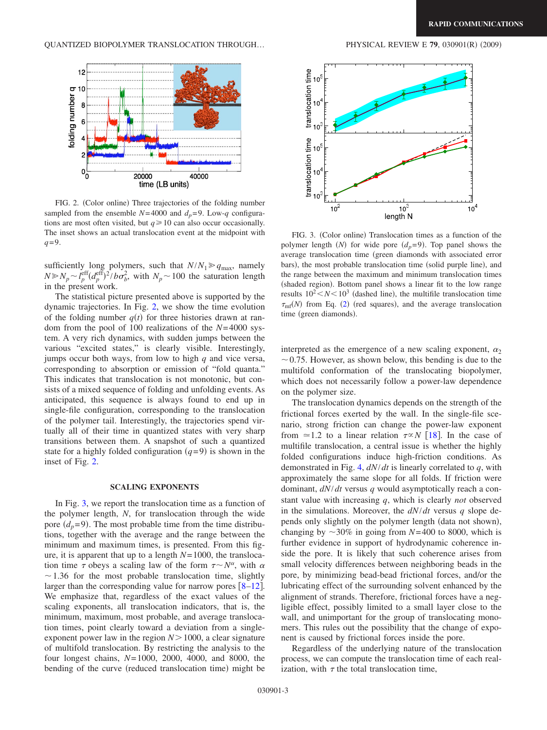FIG. 2. (Color online) Three trajectories of the folding number sampled from the ensemble $N=4000$ and $d_p=9$. Low-$q$ configurations are most often visited, but $q\geqslant 10$ can also occur occasionally. The inset shows an actual translocation event at the midpoint with $q=9$.

sufficiently long polymers, such that $N/N_1 \gg q_{\max}$, namely $N \gg N_p \sim l_p^{\text{eff}}(d_p^{\text{eff}})^2/b\sigma_b^2$, with $N_p \sim 100$ the saturation length in the present work.

The statistical picture presented above is supported by the dynamic trajectories. In Fig. 2, we show the time evolution of the folding number $q(t)$ for three histories drawn at random from the pool of 100 realizations of the $N=4000$ system. A very rich dynamics, with sudden jumps between the various "excited states," is clearly visible. Interestingly, jumps occur both ways, from low to high $q$ and vice versa, corresponding to absorption or emission of "fold quanta." This indicates that translocation is not monotonic, but consists of a mixed sequence of folding and unfolding events. As anticipated, this sequence is always found to end up in single-file configuration, corresponding to the translocation of the polymer tail. Interestingly, the trajectories spend virtually all of their time in quantized states with very sharp transitions between them. A snapshot of such a quantized state for a highly folded configuration ($q=9$) is shown in the inset of Fig. 2.

## SCALING EXPONENTS

In Fig. 3, we report the translocation time as a function of the polymer length, $N$, for translocation through the wide pore ($d_p=9$). The most probable time from the time distributions, together with the average and the range between the minimum and maximum times, is presented. From this figure, it is apparent that up to a length $N=1000$, the translocation time $\tau$ obeys a scaling law of the form $\tau \sim N^{\alpha}$, with $\alpha \sim 1.36$ for the most probable translocation time, slightly larger than the corresponding value for narrow pores [8–12]. We emphasize that, regardless of the exact values of the scaling exponents, all translocation indicators, that is, the minimum, maximum, most probable, and average translocation times, point clearly toward a deviation from a single-exponent power law in the region $N>1000$, a clear signature of multifold translocation. By restricting the analysis to the four longest chains, $N=1000$, 2000, 4000, and 8000, the bending of the curve (reduced translocation time) might be interpreted as the emergence of a new scaling exponent, $\alpha_2 \sim 0.75$. However, as shown below, this bending is due to the multifold conformation of the translocating biopolymer, which does not necessarily follow a power-law dependence on the polymer size.

FIG. 3. (Color online) Translocation times as a function of the polymer length ($N$) for wide pore ($d_p=9$). Top panel shows the average translocation time (green diamonds with associated error bars), the most probable translocation time (solid purple line), and the range between the maximum and minimum translocation times (shaded region). Bottom panel shows a linear fit to the low range results $10^2 < N < 10^3$ (dashed line), the multifile translocation time $\tau_{\text{mf}}(N)$ from Eq. (2) (red squares), and the average translocation time (green diamonds).

The translocation dynamics depends on the strength of the frictional forces exerted by the wall. In the single-file scenario, strong friction can change the power-law exponent from $\simeq 1.2$ to a linear relation $\tau \propto N$ [18]. In the case of multifile translocation, a central issue is whether the highly folded configurations induce high-friction conditions. As demonstrated in Fig. 4, $dN/dt$ is linearly correlated to $q$, with approximately the same slope for all folds. If friction were dominant, $dN/dt$ versus $q$ would asymptotically reach a constant value with increasing $q$, which is clearly *not* observed in the simulations. Moreover, the $dN/dt$ versus $q$ slope depends only slightly on the polymer length (data not shown), changing by $\sim 30\%$ in going from $N=400$ to 8000, which is further evidence in support of hydrodynamic coherence inside the pore. It is likely that such coherence arises from small velocity differences between neighboring beads in the pore, by minimizing bead-bead frictional forces, and/or the lubricating effect of the surrounding solvent enhanced by the alignment of strands. Therefore, frictional forces have a negligible effect, possibly limited to a small layer close to the wall, and unimportant for the group of translocating monomers. This rules out the possibility that the change of exponent is caused by frictional forces inside the pore.

Regardless of the underlying nature of the translocation process, we can compute the translocation time of each realization, with $\tau$ the total translocation time,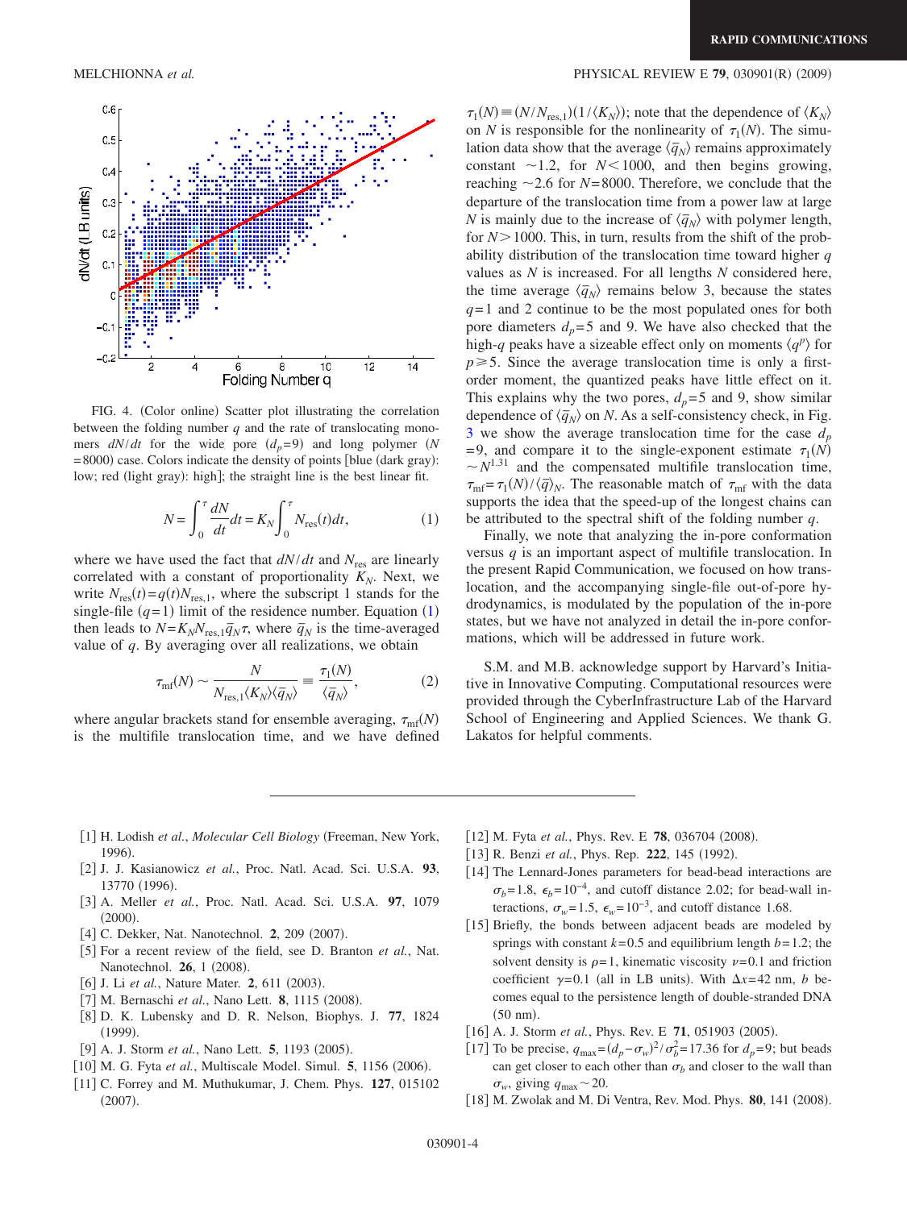0.6
0.5
0.4
0.3
0.2
0.1
0
−0.1
−0.2
dN/dt (LB units)
2
4
6
8
10
12
14
Folding Number q

FIG. 4. (Color online) Scatter plot illustrating the correlation between the folding number $q$ and the rate of translocating monomers $dN/dt$ for the wide pore ($d_p=9$) and long polymer ($N=8000$) case. Colors indicate the density of points [blue (dark gray): low; red (light gray): high]; the straight line is the best linear fit.

$$N = \int_0^\tau \frac{dN}{dt} dt = K_N \int_0^\tau N_{\text{res}}(t) dt, \tag{1}$$

where we have used the fact that $dN/dt$ and $N_{\text{res}}$ are linearly correlated with a constant of proportionality $K_N$. Next, we write $N_{\text{res}}(t) = q(t) N_{\text{res},1}$, where the subscript 1 stands for the single-file ($q=1$) limit of the residence number. Equation (1) then leads to $N = K_N N_{\text{res},1} \bar{q}_N \tau$, where $\bar{q}_N$ is the time-averaged value of $q$. By averaging over all realizations, we obtain

$$\tau_{\text{mf}}(N) \sim \frac{N}{N_{\text{res},1}\langle K_N \rangle \langle \bar{q}_N \rangle} \equiv \frac{\tau_1(N)}{\langle \bar{q}_N \rangle}, \tag{2}$$

where angular brackets stand for ensemble averaging, $\tau_{\text{mf}}(N)$ is the multifile translocation time, and we have defined $\tau_1(N) \equiv (N/N_{\text{res},1})(1/\langle K_N \rangle)$; note that the dependence of $\langle K_N \rangle$ on $N$ is responsible for the nonlinearity of $\tau_1(N)$. The simulation data show that the average $\langle \bar{q}_N \rangle$ remains approximately constant $\sim 1.2$, for $N < 1000$, and then begins growing, reaching $\sim 2.6$ for $N = 8000$. Therefore, we conclude that the departure of the translocation time from a power law at large $N$ is mainly due to the increase of $\langle \bar{q}_N \rangle$ with polymer length, for $N > 1000$. This, in turn, results from the shift of the probability distribution of the translocation time toward higher $q$ values as $N$ is increased. For all lengths $N$ considered here, the time average $\langle \bar{q}_N \rangle$ remains below 3, because the states $q=1$ and 2 continue to be the most populated ones for both pore diameters $d_p=5$ and 9. We have also checked that the high-$q$ peaks have a sizeable effect only on moments $\langle q^p \rangle$ for $p \geq 5$. Since the average translocation time is only a first-order moment, the quantized peaks have little effect on it. This explains why the two pores, $d_p=5$ and 9, show similar dependence of $\langle \bar{q}_N \rangle$ on $N$. As a self-consistency check, in Fig. 3 we show the average translocation time for the case $d_p=9$, and compare it to the single-exponent estimate $\tau_1(N) \sim N^{1.31}$ and the compensated multifile translocation time, $\tau_{\text{mf}} = \tau_1(N)/\langle \bar{q} \rangle_N$. The reasonable match of $\tau_{\text{mf}}$ with the data supports the idea that the speed-up of the longest chains can be attributed to the spectral shift of the folding number $q$.

Finally, we note that analyzing the in-pore conformation versus $q$ is an important aspect of multifile translocation. In the present Rapid Communication, we focused on how translocation, and the accompanying single-file out-of-pore hydrodynamics, is modulated by the population of the in-pore states, but we have not analyzed in detail the in-pore conformations, which will be addressed in future work.

S.M. and M.B. acknowledge support by Harvard's Initiative in Innovative Computing. Computational resources were provided through the CyberInfrastructure Lab of the Harvard School of Engineering and Applied Sciences. We thank G. Lakatos for helpful comments.

---

[1] H. Lodish *et al.*, *Molecular Cell Biology* (Freeman, New York, 1996).

[2] J. J. Kasianowicz *et al.*, Proc. Natl. Acad. Sci. U.S.A. **93**, 13770 (1996).

[3] A. Meller *et al.*, Proc. Natl. Acad. Sci. U.S.A. **97**, 1079 (2000).

[4] C. Dekker, Nat. Nanotechnol. **2**, 209 (2007).

[5] For a recent review of the field, see D. Branton *et al.*, Nat. Nanotechnol. **26**, 1 (2008).

[6] J. Li *et al.*, Nature Mater. **2**, 611 (2003).

[7] M. Bernaschi *et al.*, Nano Lett. **8**, 1115 (2008).

[8] D. K. Lubensky and D. R. Nelson, Biophys. J. **77**, 1824 (1999).

[9] A. J. Storm *et al.*, Nano Lett. **5**, 1193 (2005).

[10] M. G. Fyta *et al.*, Multiscale Model. Simul. **5**, 1156 (2006).

[11] C. Forrey and M. Muthukumar, J. Chem. Phys. **127**, 015102 (2007).

[12] M. Fyta *et al.*, Phys. Rev. E **78**, 036704 (2008).

[13] R. Benzi *et al.*, Phys. Rep. **222**, 145 (1992).

[14] The Lennard-Jones parameters for bead-bead interactions are $\sigma_b=1.8$, $\epsilon_b=10^{-4}$, and cutoff distance 2.02; for bead-wall interactions, $\sigma_w=1.5$, $\epsilon_w=10^{-3}$, and cutoff distance 1.68.

[15] Briefly, the bonds between adjacent beads are modeled by springs with constant $k=0.5$ and equilibrium length $b=1.2$; the solvent density is $\rho=1$, kinematic viscosity $\nu=0.1$ and friction coefficient $\gamma=0.1$ (all in LB units). With $\Delta x=42$ nm, $b$ becomes equal to the persistence length of double-stranded DNA (50 nm).

[16] A. J. Storm *et al.*, Phys. Rev. E **71**, 051903 (2005).

[17] To be precise, $q_{\max}=(d_p-\sigma_w)^2/\sigma_b^2=17.36$ for $d_p=9$; but beads can get closer to each other than $\sigma_b$ and closer to the wall than $\sigma_w$, giving $q_{\max}\sim 20$.

[18] M. Zwolak and M. Di Ventra, Rev. Mod. Phys. **80**, 141 (2008).